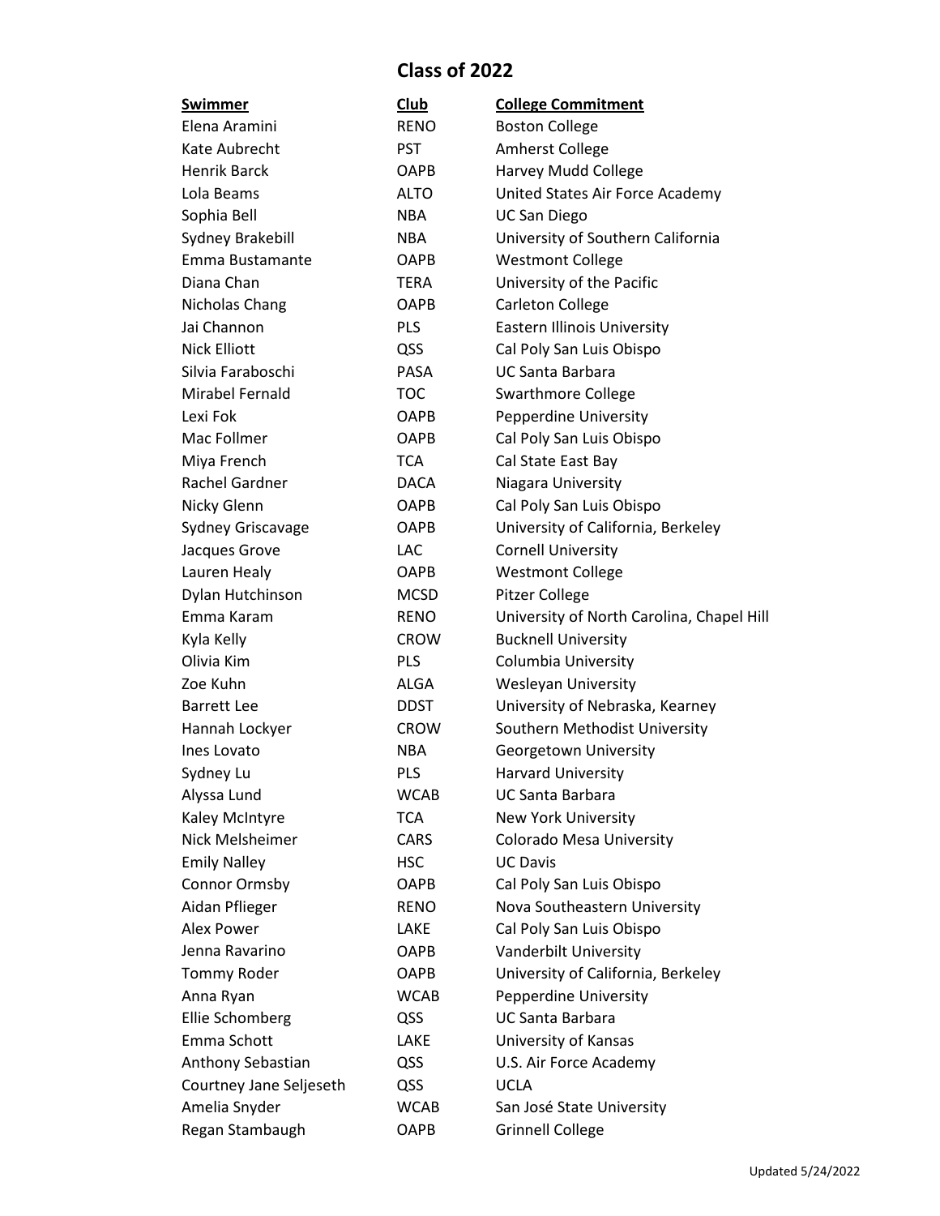## Class of 2022

| Swimmer | Club | College Commitment |
|---|---|---|
| Elena Aramini | RENO | Boston College |
| Kate Aubrecht | PST | Amherst College |
| Henrik Barck | OAPB | Harvey Mudd College |
| Lola Beams | ALTO | United States Air Force Academy |
| Sophia Bell | NBA | UC San Diego |
| Sydney Brakebill | NBA | University of Southern California |
| Emma Bustamante | OAPB | Westmont College |
| Diana Chan | TERA | University of the Pacific |
| Nicholas Chang | OAPB | Carleton College |
| Jai Channon | PLS | Eastern Illinois University |
| Nick Elliott | QSS | Cal Poly San Luis Obispo |
| Silvia Faraboschi | PASA | UC Santa Barbara |
| Mirabel Fernald | TOC | Swarthmore College |
| Lexi Fok | OAPB | Pepperdine University |
| Mac Follmer | OAPB | Cal Poly San Luis Obispo |
| Miya French | TCA | Cal State East Bay |
| Rachel Gardner | DACA | Niagara University |
| Nicky Glenn | OAPB | Cal Poly San Luis Obispo |
| Sydney Griscavage | OAPB | University of California, Berkeley |
| Jacques Grove | LAC | Cornell University |
| Lauren Healy | OAPB | Westmont College |
| Dylan Hutchinson | MCSD | Pitzer College |
| Emma Karam | RENO | University of North Carolina, Chapel Hill |
| Kyla Kelly | CROW | Bucknell University |
| Olivia Kim | PLS | Columbia University |
| Zoe Kuhn | ALGA | Wesleyan University |
| Barrett Lee | DDST | University of Nebraska, Kearney |
| Hannah Lockyer | CROW | Southern Methodist University |
| Ines Lovato | NBA | Georgetown University |
| Sydney Lu | PLS | Harvard University |
| Alyssa Lund | WCAB | UC Santa Barbara |
| Kaley McIntyre | TCA | New York University |
| Nick Melsheimer | CARS | Colorado Mesa University |
| Emily Nalley | HSC | UC Davis |
| Connor Ormsby | OAPB | Cal Poly San Luis Obispo |
| Aidan Pflieger | RENO | Nova Southeastern University |
| Alex Power | LAKE | Cal Poly San Luis Obispo |
| Jenna Ravarino | OAPB | Vanderbilt University |
| Tommy Roder | OAPB | University of California, Berkeley |
| Anna Ryan | WCAB | Pepperdine University |
| Ellie Schomberg | QSS | UC Santa Barbara |
| Emma Schott | LAKE | University of Kansas |
| Anthony Sebastian | QSS | U.S. Air Force Academy |
| Courtney Jane Seljeseth | QSS | UCLA |
| Amelia Snyder | WCAB | San José State University |
| Regan Stambaugh | OAPB | Grinnell College |

Updated 5/24/2022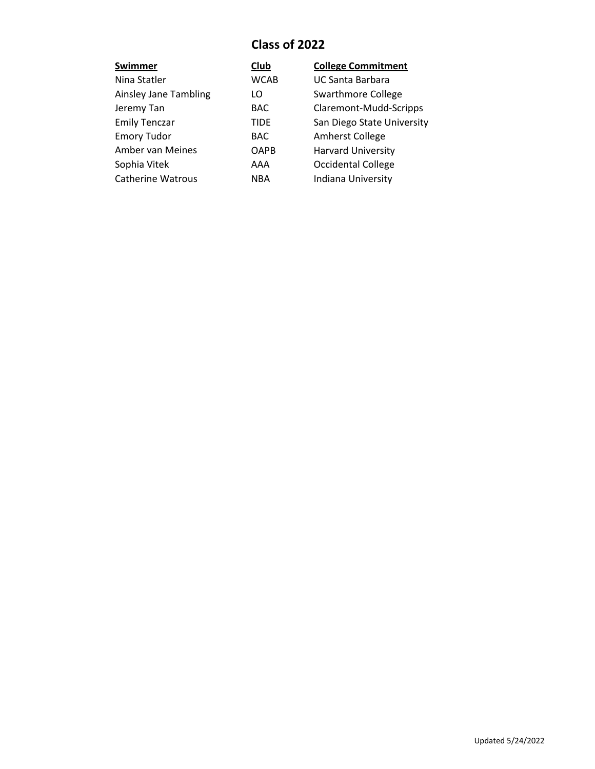## Class of 2022

| Swimmer | Club | College Commitment |
| --- | --- | --- |
| Nina Statler | WCAB | UC Santa Barbara |
| Ainsley Jane Tambling | LO | Swarthmore College |
| Jeremy Tan | BAC | Claremont-Mudd-Scripps |
| Emily Tenczar | TIDE | San Diego State University |
| Emory Tudor | BAC | Amherst College |
| Amber van Meines | OAPB | Harvard University |
| Sophia Vitek | AAA | Occidental College |
| Catherine Watrous | NBA | Indiana University |

Updated 5/24/2022